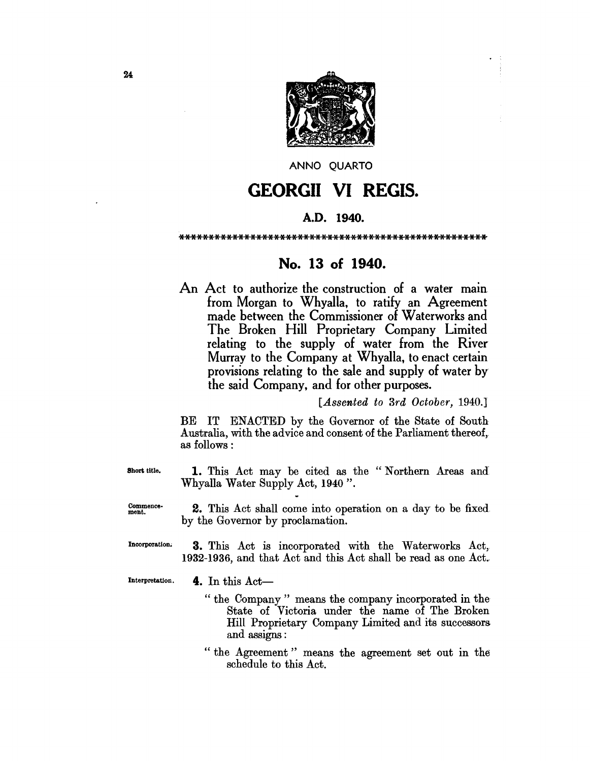ANNO QUARTO

# GEORGII VI REGIS.

**A.D. 1940.**

\*\*\*\*\*\*\*\*\*\*\*\*\*\*\*\*\*\*\*\*\*\*\*\*\*\*\*\*\*\*\*\*\*\*\*\*\*\*\*\*\*\*\*\*\*\*\*\*\*\*\*\*

## No. 13 of 1940.

An Act to authorize the construction of a water main from Morgan to Whyalla, to ratify an Agreement made between the Commissioner of Waterworks and The Broken Hill Proprietary Company Limited relating to the supply of water from the River Murray to the Company at Whyalla, to enact certain provisions relating to the sale and supply of water by the said Company, and for other purposes.

[*Assented to 3rd October,* 1940.]

BE IT ENACTED by the Governor of the State of South Australia, with the advice and consent of the Parliament thereof, as follows:

Short title.

**1.** This Act may be cited as the "Northern Areas and Whyalla Water Supply Act, 1940".

Commencement.

**2.** This Act shall come into operation on a day to be fixed by the Governor by proclamation.

Incorporation.

**3.** This Act is incorporated with the Waterworks Act, 1932-1936, and that Act and this Act shall be read as one Act.

Interpretation.

**4.** In this Act—

"the Company" means the company incorporated in the State of Victoria under the name of The Broken Hill Proprietary Company Limited and its successors and assigns:

"the Agreement" means the agreement set out in the schedule to this Act.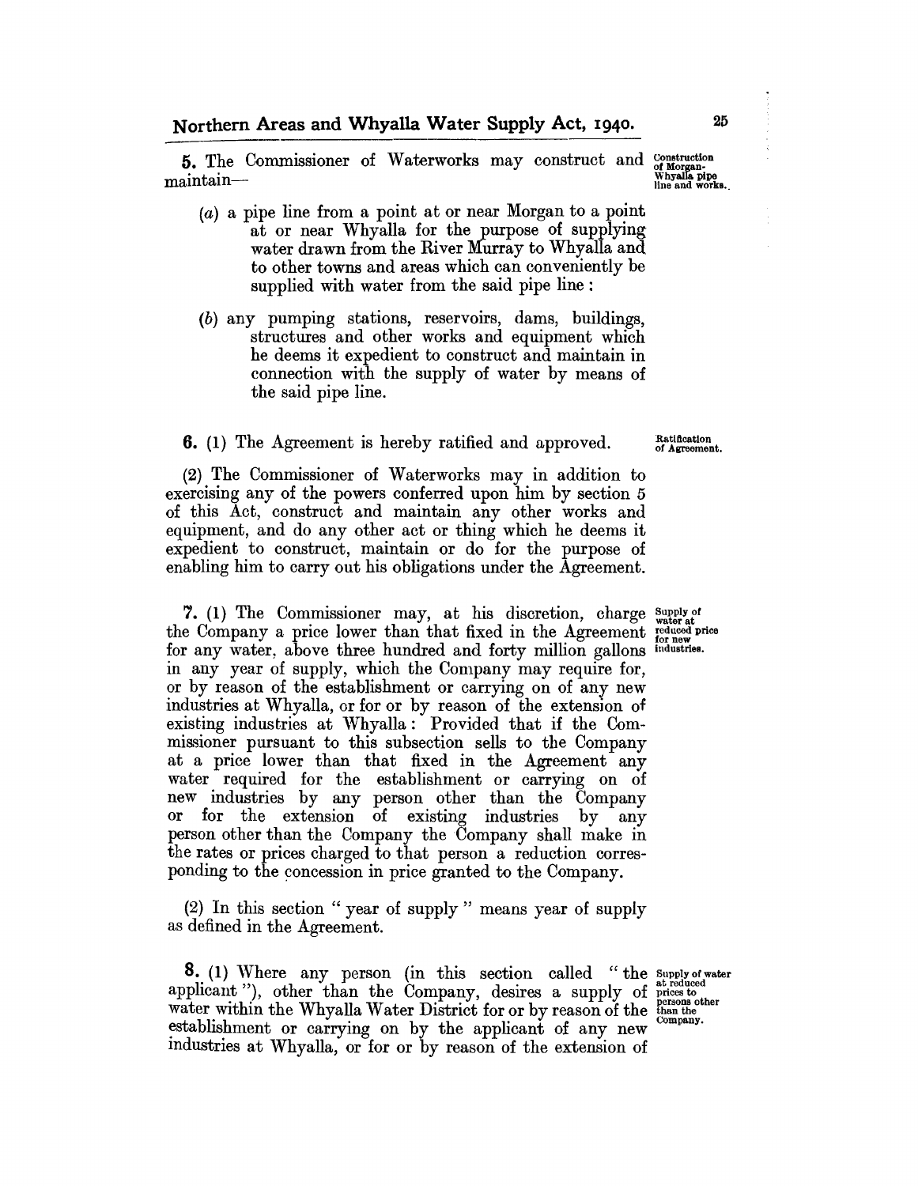**5.** The Commissioner of Waterworks may construct and maintain—

Construction of Morgan-Whyalla pipe line and works.

(*a*) a pipe line from a point at or near Morgan to a point at or near Whyalla for the purpose of supplying water drawn from the River Murray to Whyalla and to other towns and areas which can conveniently be supplied with water from the said pipe line:

(*b*) any pumping stations, reservoirs, dams, buildings, structures and other works and equipment which he deems it expedient to construct and maintain in connection with the supply of water by means of the said pipe line.

**6.** (1) The Agreement is hereby ratified and approved.

Ratification of Agreement.

(2) The Commissioner of Waterworks may in addition to exercising any of the powers conferred upon him by section 5 of this Act, construct and maintain any other works and equipment, and do any other act or thing which he deems it expedient to construct, maintain or do for the purpose of enabling him to carry out his obligations under the Agreement.

**7.** (1) The Commissioner may, at his discretion, charge the Company a price lower than that fixed in the Agreement for any water, above three hundred and forty million gallons in any year of supply, which the Company may require for, or by reason of the establishment or carrying on of any new industries at Whyalla, or for or by reason of the extension of existing industries at Whyalla: Provided that if the Commissioner pursuant to this subsection sells to the Company at a price lower than that fixed in the Agreement any water required for the establishment or carrying on of new industries by any person other than the Company or for the extension of existing industries by any person other than the Company the Company shall make in the rates or prices charged to that person a reduction corresponding to the concession in price granted to the Company.

Supply of water at reduced price for new industries.

(2) In this section "year of supply" means year of supply as defined in the Agreement.

**8.** (1) Where any person (in this section called "the applicant"), other than the Company, desires a supply of water within the Whyalla Water District for or by reason of the establishment or carrying on by the applicant of any new industries at Whyalla, or for or by reason of the extension of

Supply of water at reduced prices to persons other than the Company.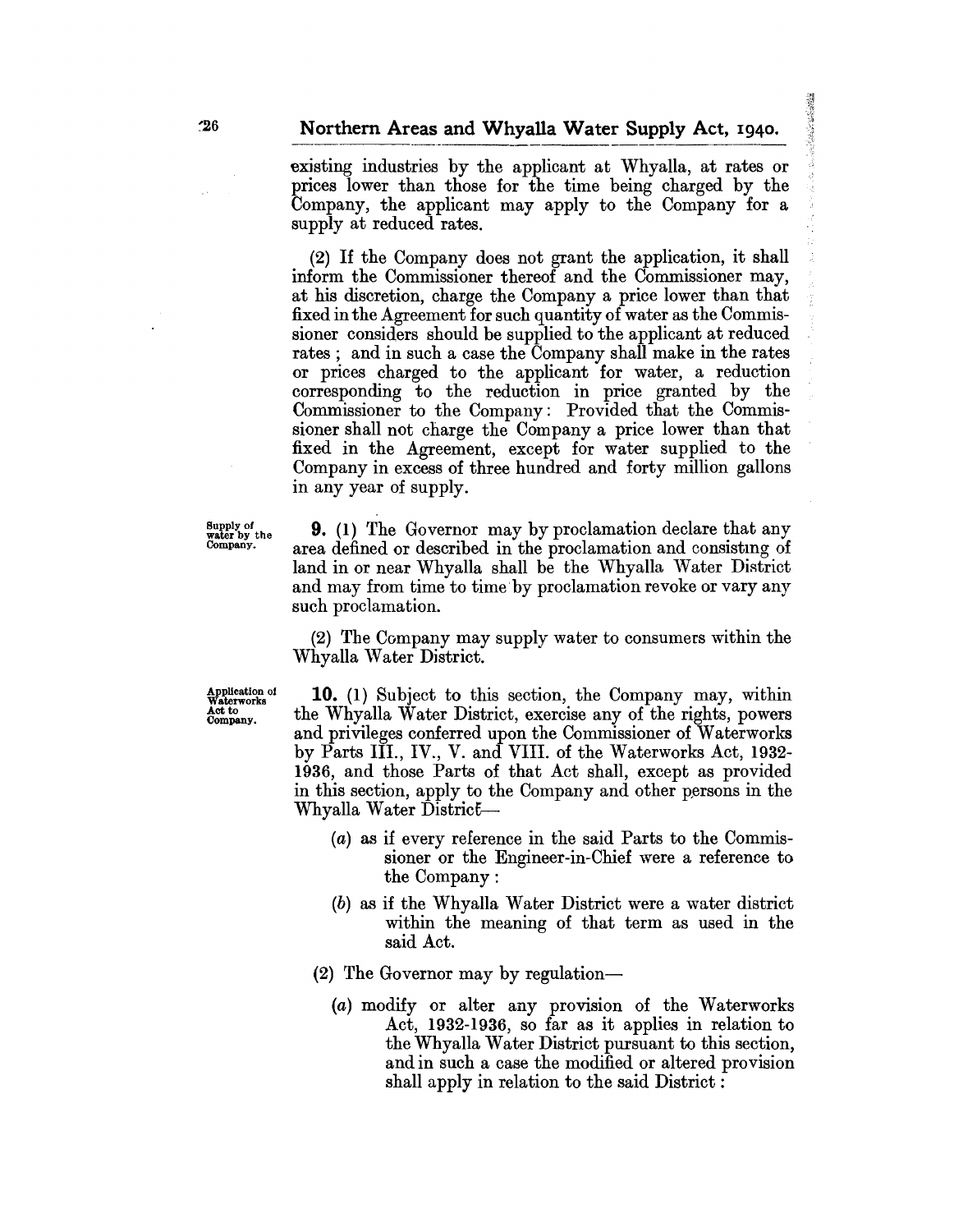existing industries by the applicant at Whyalla, at rates or prices lower than those for the time being charged by the Company, the applicant may apply to the Company for a supply at reduced rates.

(2) If the Company does not grant the application, it shall inform the Commissioner thereof and the Commissioner may, at his discretion, charge the Company a price lower than that fixed in the Agreement for such quantity of water as the Commissioner considers should be supplied to the applicant at reduced rates; and in such a case the Company shall make in the rates or prices charged to the applicant for water, a reduction corresponding to the reduction in price granted by the Commissioner to the Company: Provided that the Commissioner shall not charge the Company a price lower than that fixed in the Agreement, except for water supplied to the Company in excess of three hundred and forty million gallons in any year of supply.

*Supply of water by the Company.*

**9.** (1) The Governor may by proclamation declare that any area defined or described in the proclamation and consisting of land in or near Whyalla shall be the Whyalla Water District and may from time to time by proclamation revoke or vary any such proclamation.

(2) The Company may supply water to consumers within the Whyalla Water District.

*Application of Waterworks Act to Company.*

**10.** (1) Subject to this section, the Company may, within the Whyalla Water District, exercise any of the rights, powers and privileges conferred upon the Commissioner of Waterworks by Parts III., IV., V. and VIII. of the Waterworks Act, 1932-1936, and those Parts of that Act shall, except as provided in this section, apply to the Company and other persons in the Whyalla Water District—

(*a*) as if every reference in the said Parts to the Commissioner or the Engineer-in-Chief were a reference to the Company:

(*b*) as if the Whyalla Water District were a water district within the meaning of that term as used in the said Act.

(2) The Governor may by regulation—

(*a*) modify or alter any provision of the Waterworks Act, 1932-1936, so far as it applies in relation to the Whyalla Water District pursuant to this section, and in such a case the modified or altered provision shall apply in relation to the said District: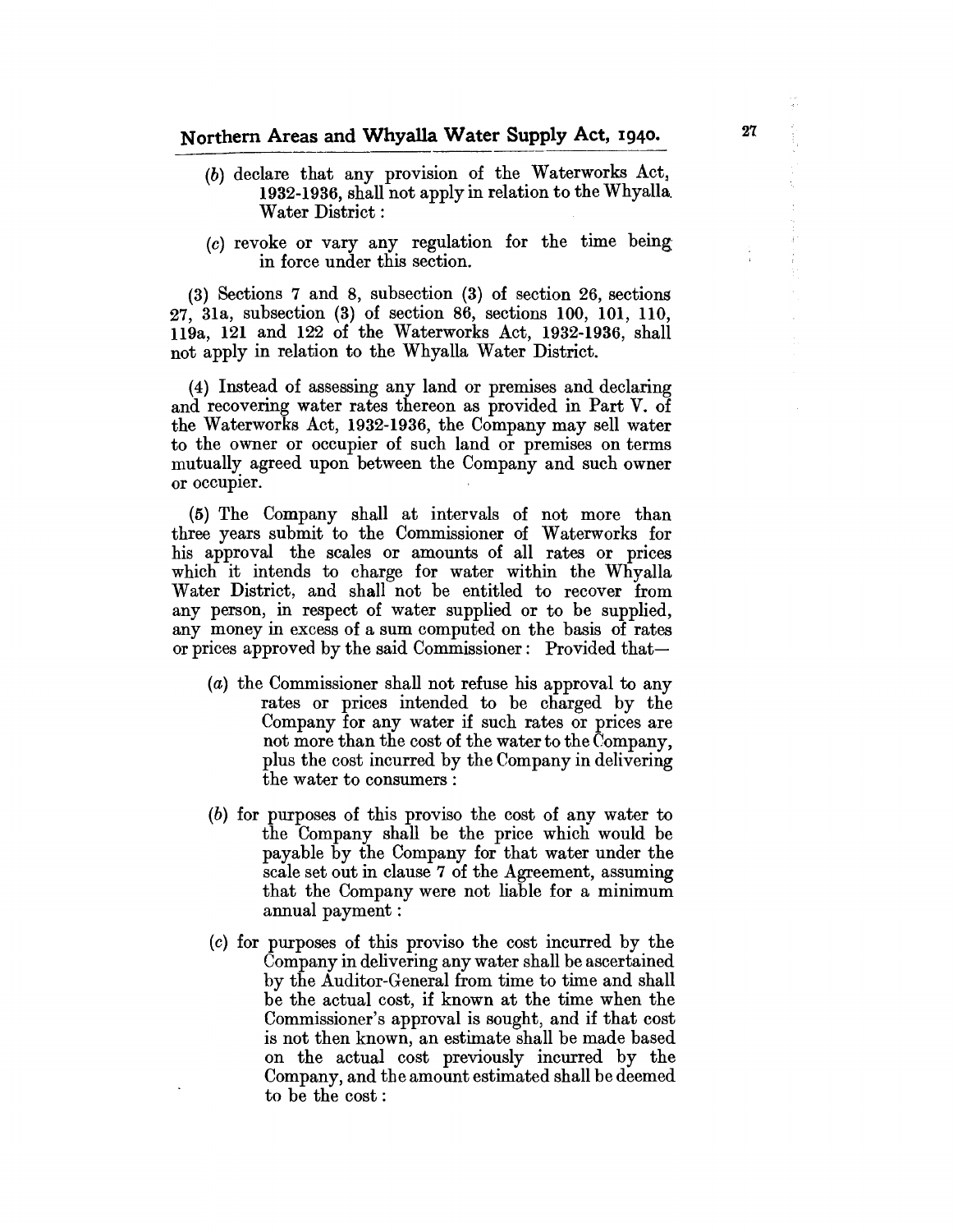(*b*) declare that any provision of the Waterworks Act, 1932-1936, shall not apply in relation to the Whyalla Water District:

(*c*) revoke or vary any regulation for the time being in force under this section.

(3) Sections 7 and 8, subsection (3) of section 26, sections 27, 31a, subsection (3) of section 86, sections 100, 101, 110, 119a, 121 and 122 of the Waterworks Act, 1932-1936, shall not apply in relation to the Whyalla Water District.

(4) Instead of assessing any land or premises and declaring and recovering water rates thereon as provided in Part V. of the Waterworks Act, 1932-1936, the Company may sell water to the owner or occupier of such land or premises on terms mutually agreed upon between the Company and such owner or occupier.

(5) The Company shall at intervals of not more than three years submit to the Commissioner of Waterworks for his approval the scales or amounts of all rates or prices which it intends to charge for water within the Whyalla Water District, and shall not be entitled to recover from any person, in respect of water supplied or to be supplied, any money in excess of a sum computed on the basis of rates or prices approved by the said Commissioner: Provided that—

(*a*) the Commissioner shall not refuse his approval to any rates or prices intended to be charged by the Company for any water if such rates or prices are not more than the cost of the water to the Company, plus the cost incurred by the Company in delivering the water to consumers:

(*b*) for purposes of this proviso the cost of any water to the Company shall be the price which would be payable by the Company for that water under the scale set out in clause 7 of the Agreement, assuming that the Company were not liable for a minimum annual payment:

(*c*) for purposes of this proviso the cost incurred by the Company in delivering any water shall be ascertained by the Auditor-General from time to time and shall be the actual cost, if known at the time when the Commissioner's approval is sought, and if that cost is not then known, an estimate shall be made based on the actual cost previously incurred by the Company, and the amount estimated shall be deemed to be the cost: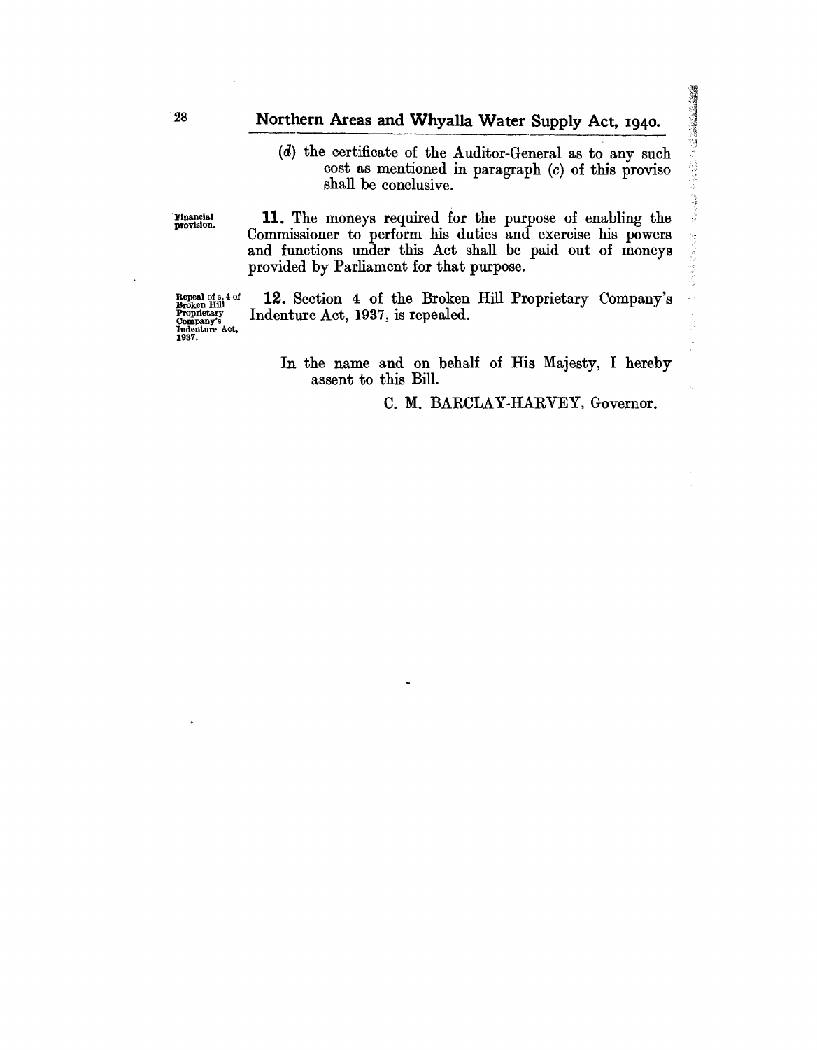(*d*) the certificate of the Auditor-General as to any such cost as mentioned in paragraph (*c*) of this proviso shall be conclusive.

Financial provision.

**11.** The moneys required for the purpose of enabling the Commissioner to perform his duties and exercise his powers and functions under this Act shall be paid out of moneys provided by Parliament for that purpose.

Repeal of s. 4 of Broken Hill Proprietary Company's Indenture Act, 1937.

**12.** Section 4 of the Broken Hill Proprietary Company's Indenture Act, 1937, is repealed.

In the name and on behalf of His Majesty, I hereby assent to this Bill.

C. M. BARCLAY-HARVEY, Governor.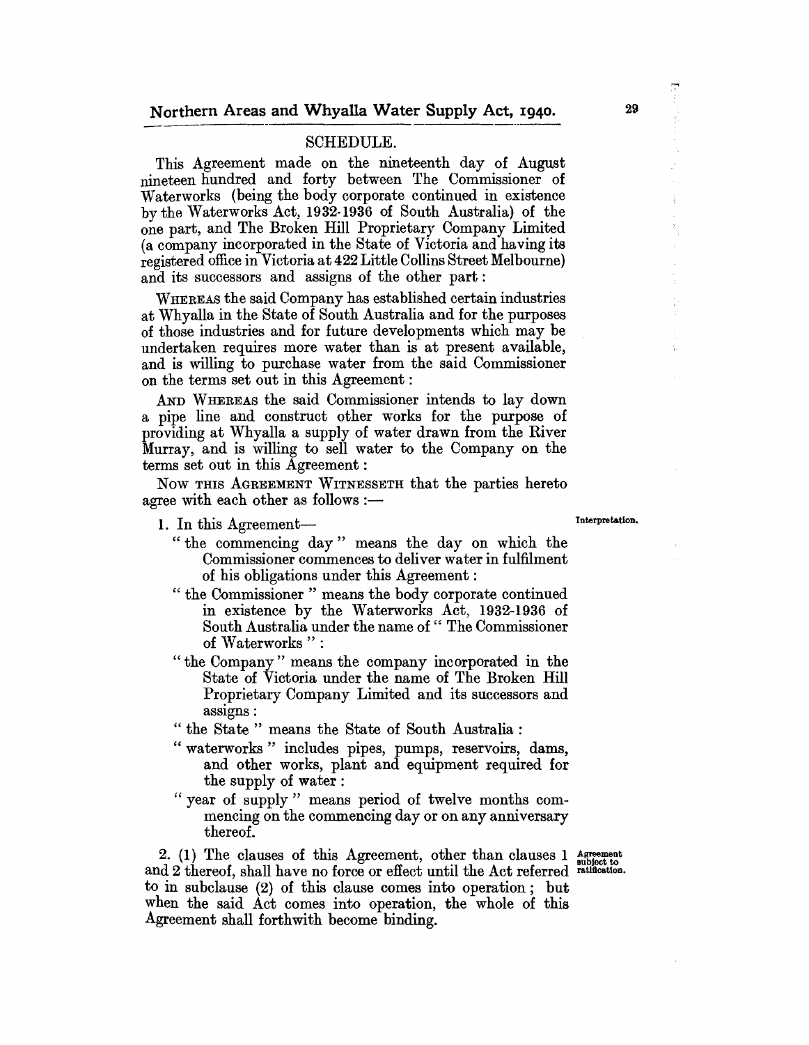## SCHEDULE.

This Agreement made on the nineteenth day of August nineteen hundred and forty between The Commissioner of Waterworks (being the body corporate continued in existence by the Waterworks Act, 1932-1936 of South Australia) of the one part, and The Broken Hill Proprietary Company Limited (a company incorporated in the State of Victoria and having its registered office in Victoria at 422 Little Collins Street Melbourne) and its successors and assigns of the other part:

WHEREAS the said Company has established certain industries at Whyalla in the State of South Australia and for the purposes of those industries and for future developments which may be undertaken requires more water than is at present available, and is willing to purchase water from the said Commissioner on the terms set out in this Agreement:

AND WHEREAS the said Commissioner intends to lay down a pipe line and construct other works for the purpose of providing at Whyalla a supply of water drawn from the River Murray, and is willing to sell water to the Company on the terms set out in this Agreement:

NOW THIS AGREEMENT WITNESSETH that the parties hereto agree with each other as follows :—

*Interpretation.*

1. In this Agreement—

"the commencing day" means the day on which the Commissioner commences to deliver water in fulfilment of his obligations under this Agreement:

"the Commissioner" means the body corporate continued in existence by the Waterworks Act, 1932-1936 of South Australia under the name of "The Commissioner of Waterworks":

"the Company" means the company incorporated in the State of Victoria under the name of The Broken Hill Proprietary Company Limited and its successors and assigns:

"the State" means the State of South Australia:

"waterworks" includes pipes, pumps, reservoirs, dams, and other works, plant and equipment required for the supply of water:

"year of supply" means period of twelve months commencing on the commencing day or on any anniversary thereof.

*Agreement subject to ratification.*

2. (1) The clauses of this Agreement, other than clauses 1 and 2 thereof, shall have no force or effect until the Act referred to in subclause (2) of this clause comes into operation; but when the said Act comes into operation, the whole of this Agreement shall forthwith become binding.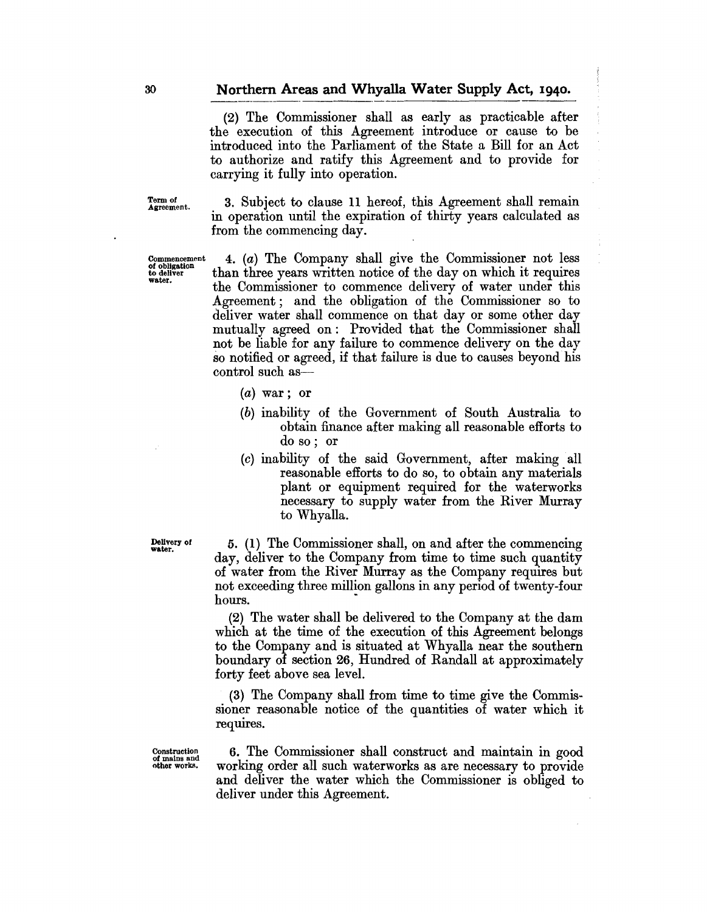(2) The Commissioner shall as early as practicable after the execution of this Agreement introduce or cause to be introduced into the Parliament of the State a Bill for an Act to authorize and ratify this Agreement and to provide for carrying it fully into operation.

Term of Agreement.

3. Subject to clause 11 hereof, this Agreement shall remain in operation until the expiration of thirty years calculated as from the commencing day.

Commencement of obligation to deliver water.

4. (*a*) The Company shall give the Commissioner not less than three years written notice of the day on which it requires the Commissioner to commence delivery of water under this Agreement; and the obligation of the Commissioner so to deliver water shall commence on that day or some other day mutually agreed on: Provided that the Commissioner shall not be liable for any failure to commence delivery on the day so notified or agreed, if that failure is due to causes beyond his control such as—

(*a*) war; or

(*b*) inability of the Government of South Australia to obtain finance after making all reasonable efforts to do so; or

(*c*) inability of the said Government, after making all reasonable efforts to do so, to obtain any materials plant or equipment required for the waterworks necessary to supply water from the River Murray to Whyalla.

Delivery of water.

5. (1) The Commissioner shall, on and after the commencing day, deliver to the Company from time to time such quantity of water from the River Murray as the Company requires but not exceeding three million gallons in any period of twenty-four hours.

(2) The water shall be delivered to the Company at the dam which at the time of the execution of this Agreement belongs to the Company and is situated at Whyalla near the southern boundary of section 26, Hundred of Randall at approximately forty feet above sea level.

(3) The Company shall from time to time give the Commissioner reasonable notice of the quantities of water which it requires.

Construction of mains and other works.

6. The Commissioner shall construct and maintain in good working order all such waterworks as are necessary to provide and deliver the water which the Commissioner is obliged to deliver under this Agreement.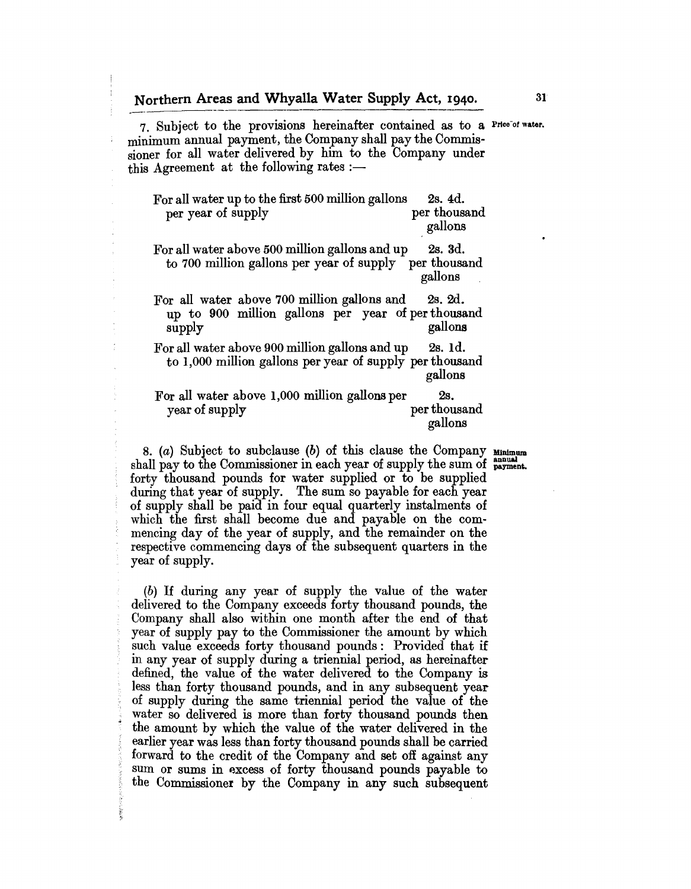7. Subject to the provisions hereinafter contained as to a minimum annual payment, the Company shall pay the Commissioner for all water delivered by him to the Company under this Agreement at the following rates :—

*Price of water.*

| | |
|---|---|
| For all water up to the first 500 million gallons per year of supply | 2s. 4d. per thousand gallons |
| For all water above 500 million gallons and up to 700 million gallons per year of supply | 2s. 3d. per thousand gallons |
| For all water above 700 million gallons and up to 900 million gallons per year of supply | 2s. 2d. per thousand gallons |
| For all water above 900 million gallons and up to 1,000 million gallons per year of supply | 2s. 1d. per thousand gallons |
| For all water above 1,000 million gallons per year of supply | 2s. per thousand gallons |

8. (*a*) Subject to subclause (*b*) of this clause the Company shall pay to the Commissioner in each year of supply the sum of forty thousand pounds for water supplied or to be supplied during that year of supply. The sum so payable for each year of supply shall be paid in four equal quarterly instalments of which the first shall become due and payable on the commencing day of the year of supply, and the remainder on the respective commencing days of the subsequent quarters in the year of supply.

*Minimum annual payment.*

(*b*) If during any year of supply the value of the water delivered to the Company exceeds forty thousand pounds, the Company shall also within one month after the end of that year of supply pay to the Commissioner the amount by which such value exceeds forty thousand pounds: Provided that if in any year of supply during a triennial period, as hereinafter defined, the value of the water delivered to the Company is less than forty thousand pounds, and in any subsequent year of supply during the same triennial period the value of the water so delivered is more than forty thousand pounds then the amount by which the value of the water delivered in the earlier year was less than forty thousand pounds shall be carried forward to the credit of the Company and set off against any sum or sums in excess of forty thousand pounds payable to the Commissioner by the Company in any such subsequent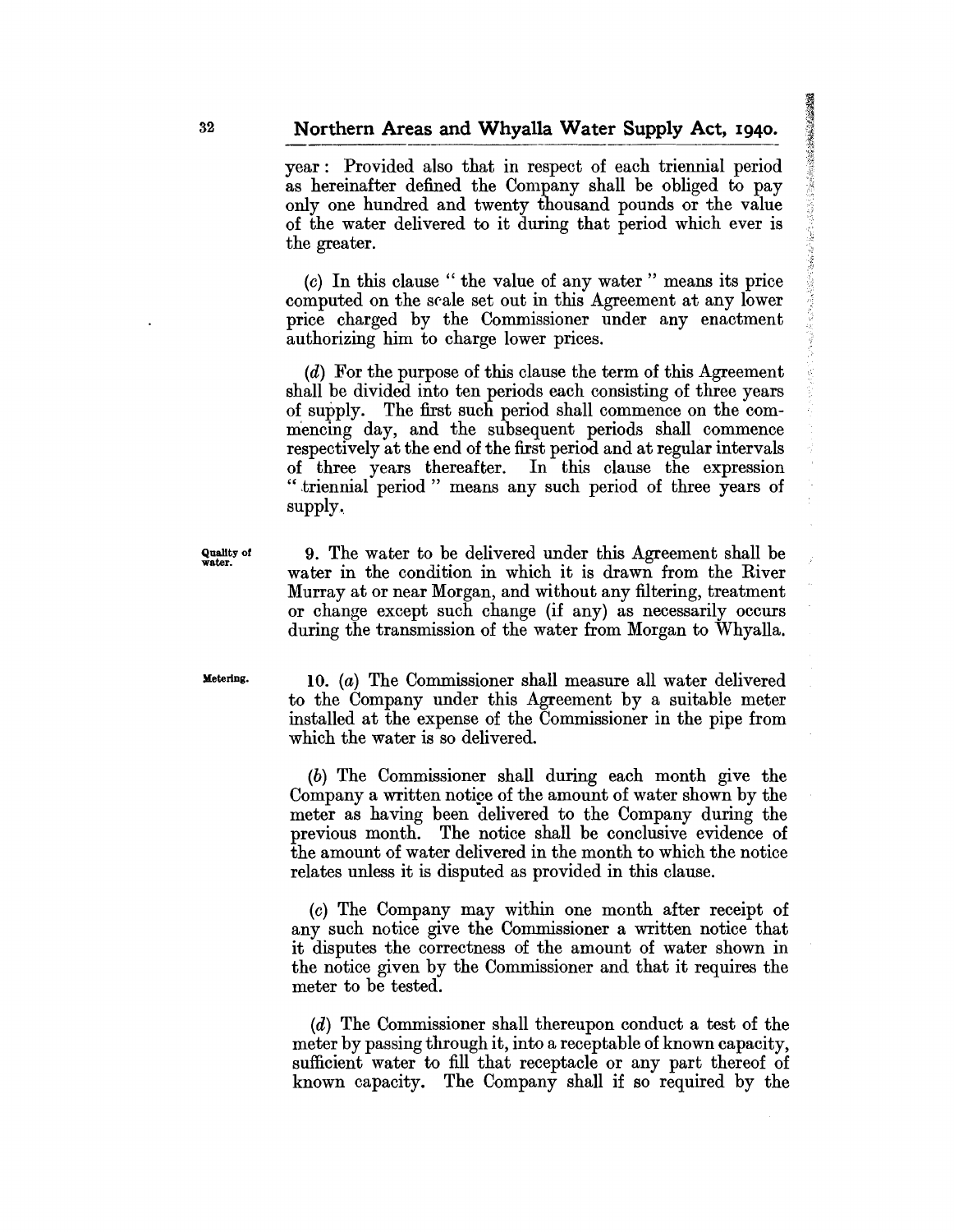year: Provided also that in respect of each triennial period as hereinafter defined the Company shall be obliged to pay only one hundred and twenty thousand pounds or the value of the water delivered to it during that period which ever is the greater.

(*c*) In this clause " the value of any water " means its price computed on the scale set out in this Agreement at any lower price charged by the Commissioner under any enactment authorizing him to charge lower prices.

(*d*) For the purpose of this clause the term of this Agreement shall be divided into ten periods each consisting of three years of supply. The first such period shall commence on the commencing day, and the subsequent periods shall commence respectively at the end of the first period and at regular intervals of three years thereafter. In this clause the expression " triennial period " means any such period of three years of supply.

Quality of water.

9. The water to be delivered under this Agreement shall be water in the condition in which it is drawn from the River Murray at or near Morgan, and without any filtering, treatment or change except such change (if any) as necessarily occurs during the transmission of the water from Morgan to Whyalla.

Metering.

10. (*a*) The Commissioner shall measure all water delivered to the Company under this Agreement by a suitable meter installed at the expense of the Commissioner in the pipe from which the water is so delivered.

(*b*) The Commissioner shall during each month give the Company a written notice of the amount of water shown by the meter as having been delivered to the Company during the previous month. The notice shall be conclusive evidence of the amount of water delivered in the month to which the notice relates unless it is disputed as provided in this clause.

(*c*) The Company may within one month after receipt of any such notice give the Commissioner a written notice that it disputes the correctness of the amount of water shown in the notice given by the Commissioner and that it requires the meter to be tested.

(*d*) The Commissioner shall thereupon conduct a test of the meter by passing through it, into a receptable of known capacity, sufficient water to fill that receptacle or any part thereof of known capacity. The Company shall if so required by the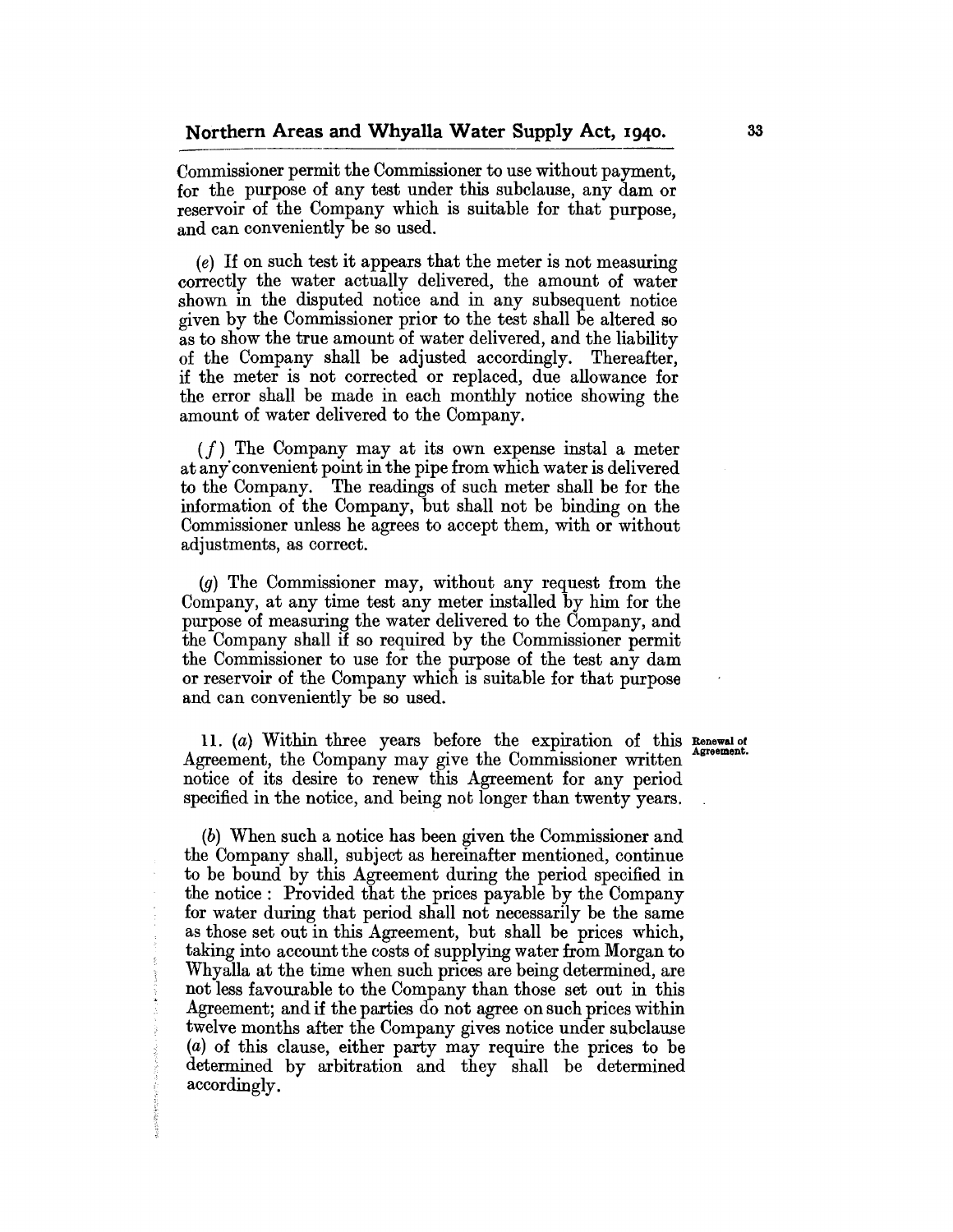Commissioner permit the Commissioner to use without payment, for the purpose of any test under this subclause, any dam or reservoir of the Company which is suitable for that purpose, and can conveniently be so used.

(*e*) If on such test it appears that the meter is not measuring correctly the water actually delivered, the amount of water shown in the disputed notice and in any subsequent notice given by the Commissioner prior to the test shall be altered so as to show the true amount of water delivered, and the liability of the Company shall be adjusted accordingly. Thereafter, if the meter is not corrected or replaced, due allowance for the error shall be made in each monthly notice showing the amount of water delivered to the Company.

(*f*) The Company may at its own expense instal a meter at any convenient point in the pipe from which water is delivered to the Company. The readings of such meter shall be for the information of the Company, but shall not be binding on the Commissioner unless he agrees to accept them, with or without adjustments, as correct.

(*g*) The Commissioner may, without any request from the Company, at any time test any meter installed by him for the purpose of measuring the water delivered to the Company, and the Company shall if so required by the Commissioner permit the Commissioner to use for the purpose of the test any dam or reservoir of the Company which is suitable for that purpose and can conveniently be so used.

**Renewal of Agreement.**

11. (*a*) Within three years before the expiration of this Agreement, the Company may give the Commissioner written notice of its desire to renew this Agreement for any period specified in the notice, and being not longer than twenty years.

(*b*) When such a notice has been given the Commissioner and the Company shall, subject as hereinafter mentioned, continue to be bound by this Agreement during the period specified in the notice: Provided that the prices payable by the Company for water during that period shall not necessarily be the same as those set out in this Agreement, but shall be prices which, taking into account the costs of supplying water from Morgan to Whyalla at the time when such prices are being determined, are not less favourable to the Company than those set out in this Agreement; and if the parties do not agree on such prices within twelve months after the Company gives notice under subclause (*a*) of this clause, either party may require the prices to be determined by arbitration and they shall be determined accordingly.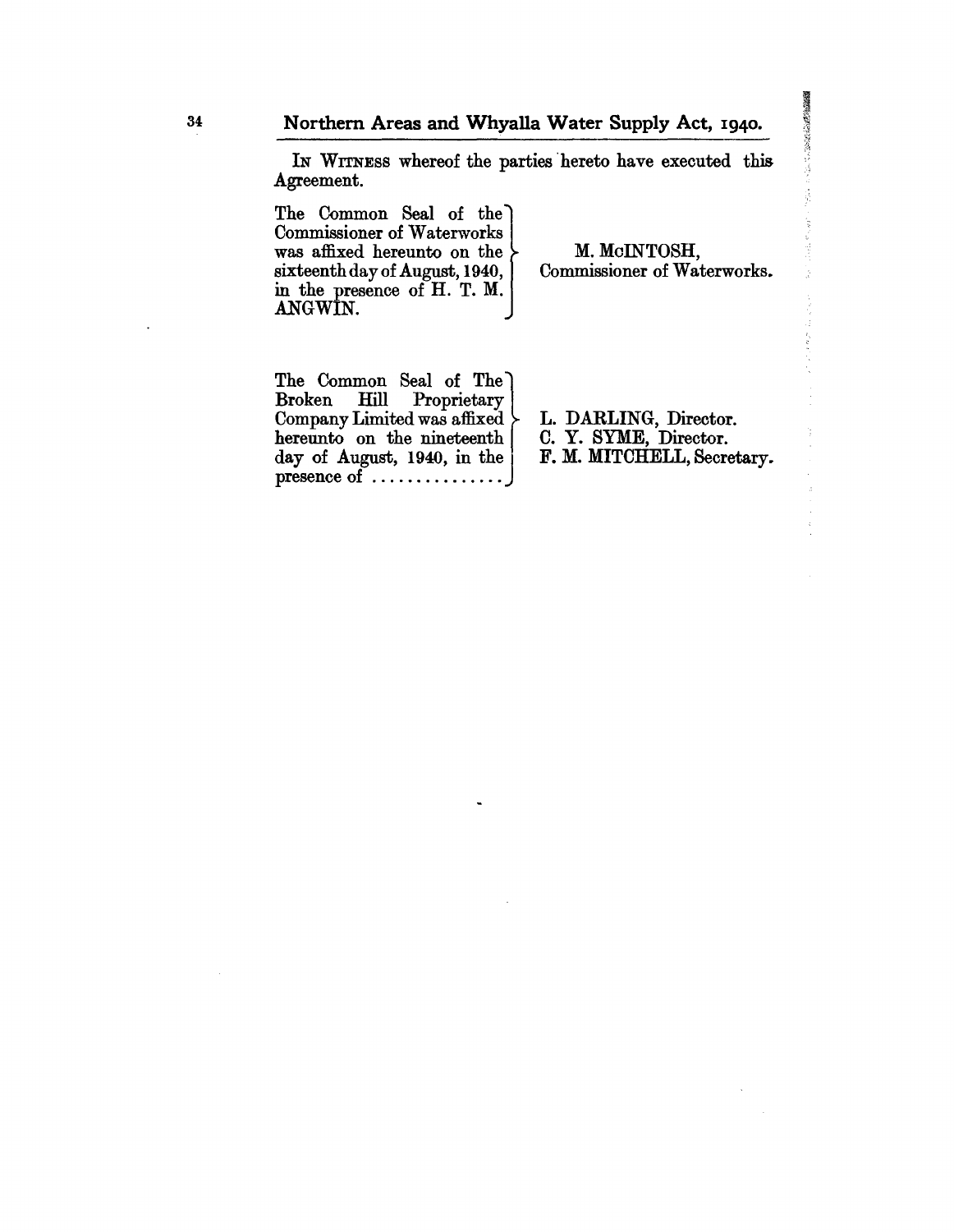IN WITNESS whereof the parties hereto have executed this Agreement.

| | |
|---|---|
| The Common Seal of the Commissioner of Waterworks was affixed hereunto on the sixteenth day of August, 1940, in the presence of H. T. M. ANGWIN. | M. McINTOSH, Commissioner of Waterworks. |
| The Common Seal of The Broken Hill Proprietary Company Limited was affixed hereunto on the nineteenth day of August, 1940, in the presence of ............... | L. DARLING, Director. C. Y. SYME, Director. F. M. MITCHELL, Secretary. |